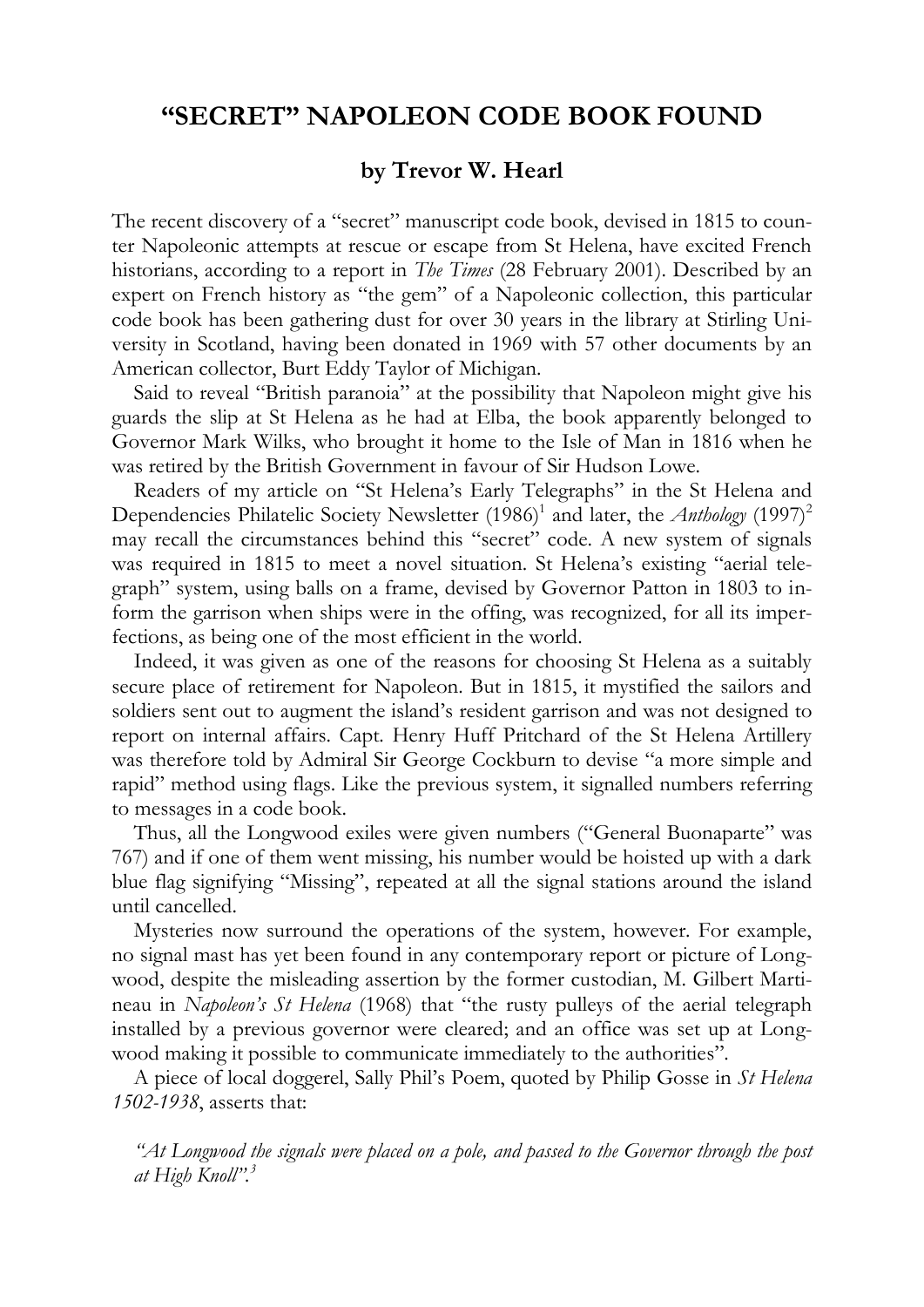# "SECRET" NAPOLEON CODE BOOK FOUND

## by Trevor W. Hearl

The recent discovery of a "secret" manuscript code book, devised in 1815 to counter Napoleonic attempts at rescue or escape from St Helena, have excited French historians, according to a report in *The Times* (28 February 2001). Described by an expert on French history as "the gem" of a Napoleonic collection, this particular code book has been gathering dust for over 30 years in the library at Stirling University in Scotland, having been donated in 1969 with 57 other documents by an American collector, Burt Eddy Taylor of Michigan.

Said to reveal "British paranoia" at the possibility that Napoleon might give his guards the slip at St Helena as he had at Elba, the book apparently belonged to Governor Mark Wilks, who brought it home to the Isle of Man in 1816 when he was retired by the British Government in favour of Sir Hudson Lowe.

Readers of my article on "St Helena's Early Telegraphs" in the St Helena and Dependencies Philatelic Society Newsletter (1986)[1] and later, the *Anthology* (1997)[2] may recall the circumstances behind this "secret" code. A new system of signals was required in 1815 to meet a novel situation. St Helena's existing "aerial telegraph" system, using balls on a frame, devised by Governor Patton in 1803 to inform the garrison when ships were in the offing, was recognized, for all its imperfections, as being one of the most efficient in the world.

Indeed, it was given as one of the reasons for choosing St Helena as a suitably secure place of retirement for Napoleon. But in 1815, it mystified the sailors and soldiers sent out to augment the island's resident garrison and was not designed to report on internal affairs. Capt. Henry Huff Pritchard of the St Helena Artillery was therefore told by Admiral Sir George Cockburn to devise "a more simple and rapid" method using flags. Like the previous system, it signalled numbers referring to messages in a code book.

Thus, all the Longwood exiles were given numbers ("General Buonaparte" was 767) and if one of them went missing, his number would be hoisted up with a dark blue flag signifying "Missing", repeated at all the signal stations around the island until cancelled.

Mysteries now surround the operations of the system, however. For example, no signal mast has yet been found in any contemporary report or picture of Longwood, despite the misleading assertion by the former custodian, M. Gilbert Martineau in *Napoleon's St Helena* (1968) that "the rusty pulleys of the aerial telegraph installed by a previous governor were cleared; and an office was set up at Longwood making it possible to communicate immediately to the authorities".

A piece of local doggerel, Sally Phil's Poem, quoted by Philip Gosse in *St Helena 1502-1938*, asserts that:

> *"At Longwood the signals were placed on a pole, and passed to the Governor through the post at High Knoll".*[3]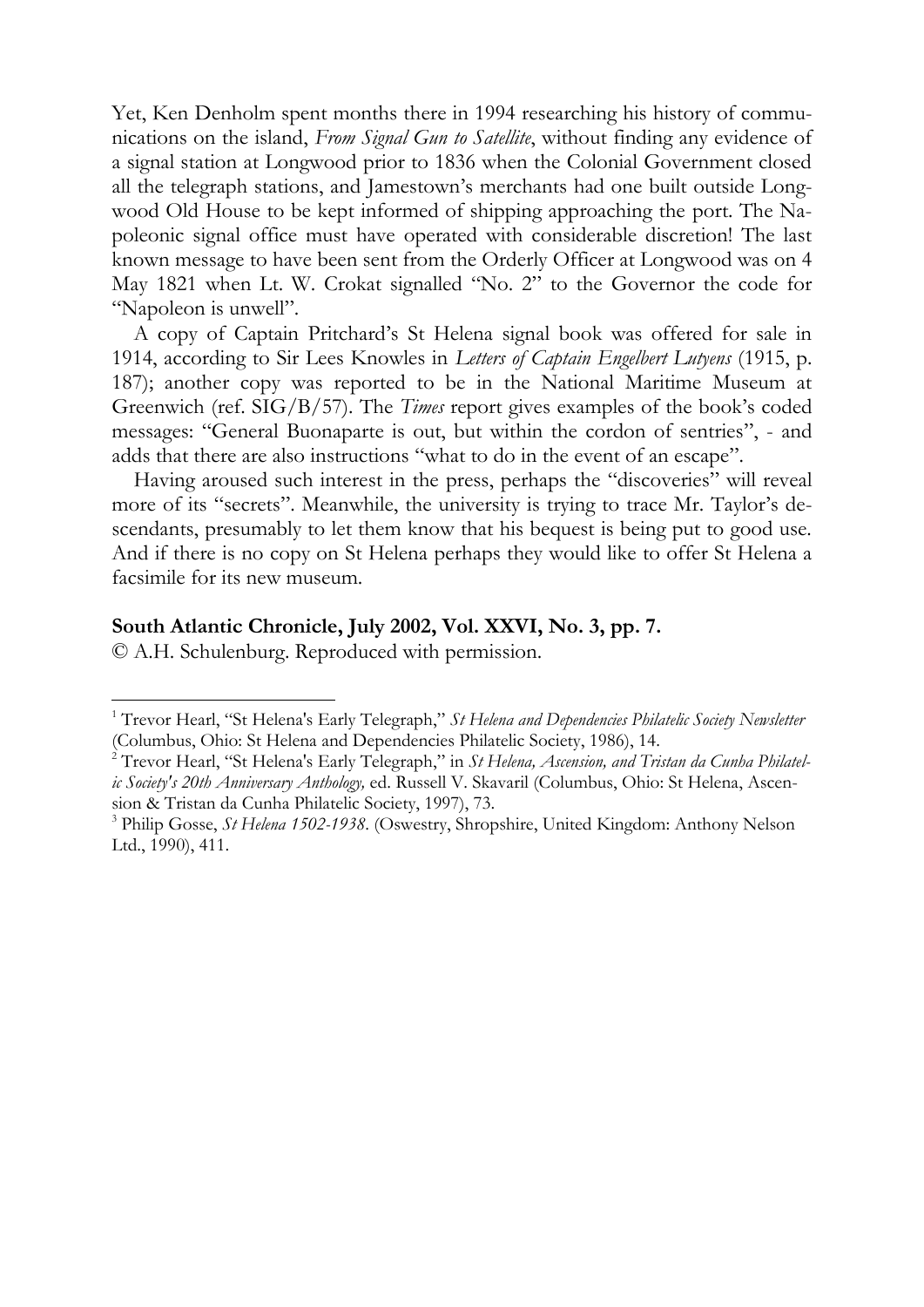Yet, Ken Denholm spent months there in 1994 researching his history of communications on the island, *From Signal Gun to Satellite*, without finding any evidence of a signal station at Longwood prior to 1836 when the Colonial Government closed all the telegraph stations, and Jamestown's merchants had one built outside Longwood Old House to be kept informed of shipping approaching the port. The Napoleonic signal office must have operated with considerable discretion! The last known message to have been sent from the Orderly Officer at Longwood was on 4 May 1821 when Lt. W. Crokat signalled "No. 2" to the Governor the code for "Napoleon is unwell".

A copy of Captain Pritchard's St Helena signal book was offered for sale in 1914, according to Sir Lees Knowles in *Letters of Captain Engelbert Lutyens* (1915, p. 187); another copy was reported to be in the National Maritime Museum at Greenwich (ref. SIG/B/57). The *Times* report gives examples of the book's coded messages: "General Buonaparte is out, but within the cordon of sentries", - and adds that there are also instructions "what to do in the event of an escape".

Having aroused such interest in the press, perhaps the "discoveries" will reveal more of its "secrets". Meanwhile, the university is trying to trace Mr. Taylor's descendants, presumably to let them know that his bequest is being put to good use. And if there is no copy on St Helena perhaps they would like to offer St Helena a facsimile for its new museum.

**South Atlantic Chronicle, July 2002, Vol. XXVI, No. 3, pp. 7.**

© A.H. Schulenburg. Reproduced with permission.

---

[1] Trevor Hearl, "St Helena's Early Telegraph," *St Helena and Dependencies Philatelic Society Newsletter* (Columbus, Ohio: St Helena and Dependencies Philatelic Society, 1986), 14.

[2] Trevor Hearl, "St Helena's Early Telegraph," in *St Helena, Ascension, and Tristan da Cunha Philatelic Society's 20th Anniversary Anthology,* ed. Russell V. Skavaril (Columbus, Ohio: St Helena, Ascension & Tristan da Cunha Philatelic Society, 1997), 73.

[3] Philip Gosse, *St Helena 1502-1938*. (Oswestry, Shropshire, United Kingdom: Anthony Nelson Ltd., 1990), 411.